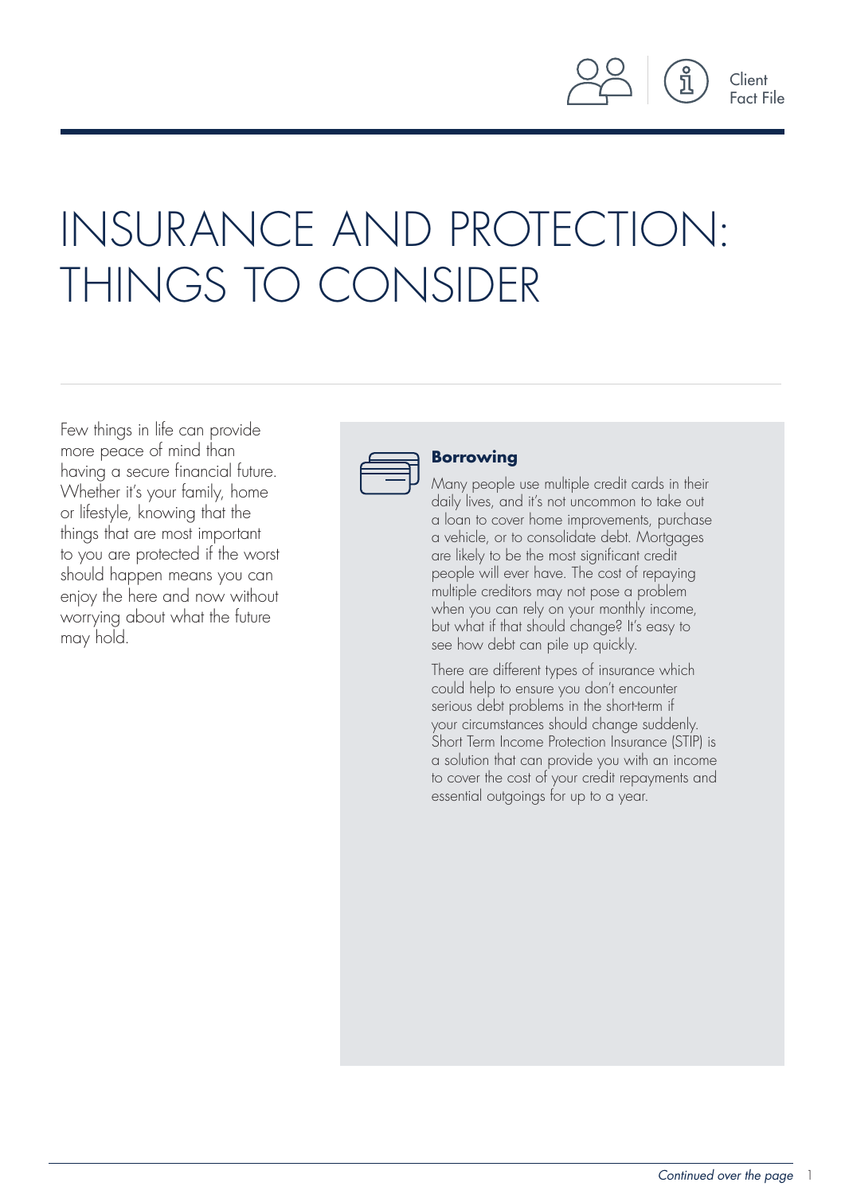Client Fact File

# INSURANCE AND PROTECTION: THINGS TO CONSIDER

Few things in life can provide more peace of mind than having a secure financial future. Whether it's your family, home or lifestyle, knowing that the things that are most important to you are protected if the worst should happen means you can enjoy the here and now without worrying about what the future may hold.

### Borrowing

Many people use multiple credit cards in their daily lives, and it's not uncommon to take out a loan to cover home improvements, purchase a vehicle, or to consolidate debt. Mortgages are likely to be the most significant credit people will ever have. The cost of repaying multiple creditors may not pose a problem when you can rely on your monthly income, but what if that should change? It's easy to see how debt can pile up quickly.

There are different types of insurance which could help to ensure you don't encounter serious debt problems in the short-term if your circumstances should change suddenly. Short Term Income Protection Insurance (STIP) is a solution that can provide you with an income to cover the cost of your credit repayments and essential outgoings for up to a year.

*Continued over the page*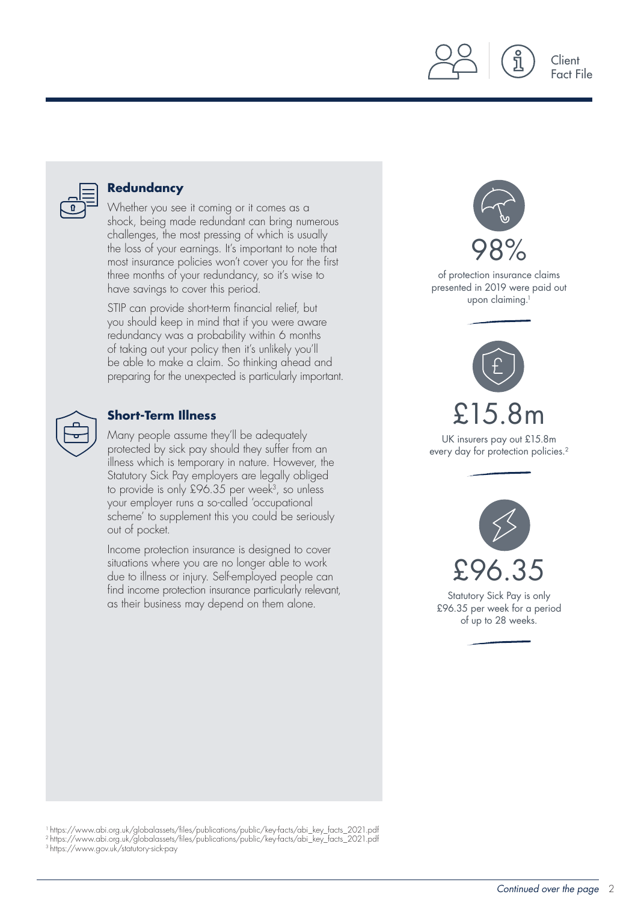## Redundancy

Whether you see it coming or it comes as a shock, being made redundant can bring numerous challenges, the most pressing of which is usually the loss of your earnings. It's important to note that most insurance policies won't cover you for the first three months of your redundancy, so it's wise to have savings to cover this period.

STIP can provide short-term financial relief, but you should keep in mind that if you were aware redundancy was a probability within 6 months of taking out your policy then it's unlikely you'll be able to make a claim. So thinking ahead and preparing for the unexpected is particularly important.

## Short-Term Illness

Many people assume they'll be adequately protected by sick pay should they suffer from an illness which is temporary in nature. However, the Statutory Sick Pay employers are legally obliged to provide is only £96.35 per week[3], so unless your employer runs a so-called 'occupational scheme' to supplement this you could be seriously out of pocket.

Income protection insurance is designed to cover situations where you are no longer able to work due to illness or injury. Self-employed people can find income protection insurance particularly relevant, as their business may depend on them alone.

**98%**

of protection insurance claims presented in 2019 were paid out upon claiming.[1]

**£15.8m**

UK insurers pay out £15.8m every day for protection policies.[2]

**£96.35**

Statutory Sick Pay is only £96.35 per week for a period of up to 28 weeks.

[1] https://www.abi.org.uk/globalassets/files/publications/public/key-facts/abi_key_facts_2021.pdf
[2] https://www.abi.org.uk/globalassets/files/publications/public/key-facts/abi_key_facts_2021.pdf
[3] https://www.gov.uk/statutory-sick-pay

*Continued over the page*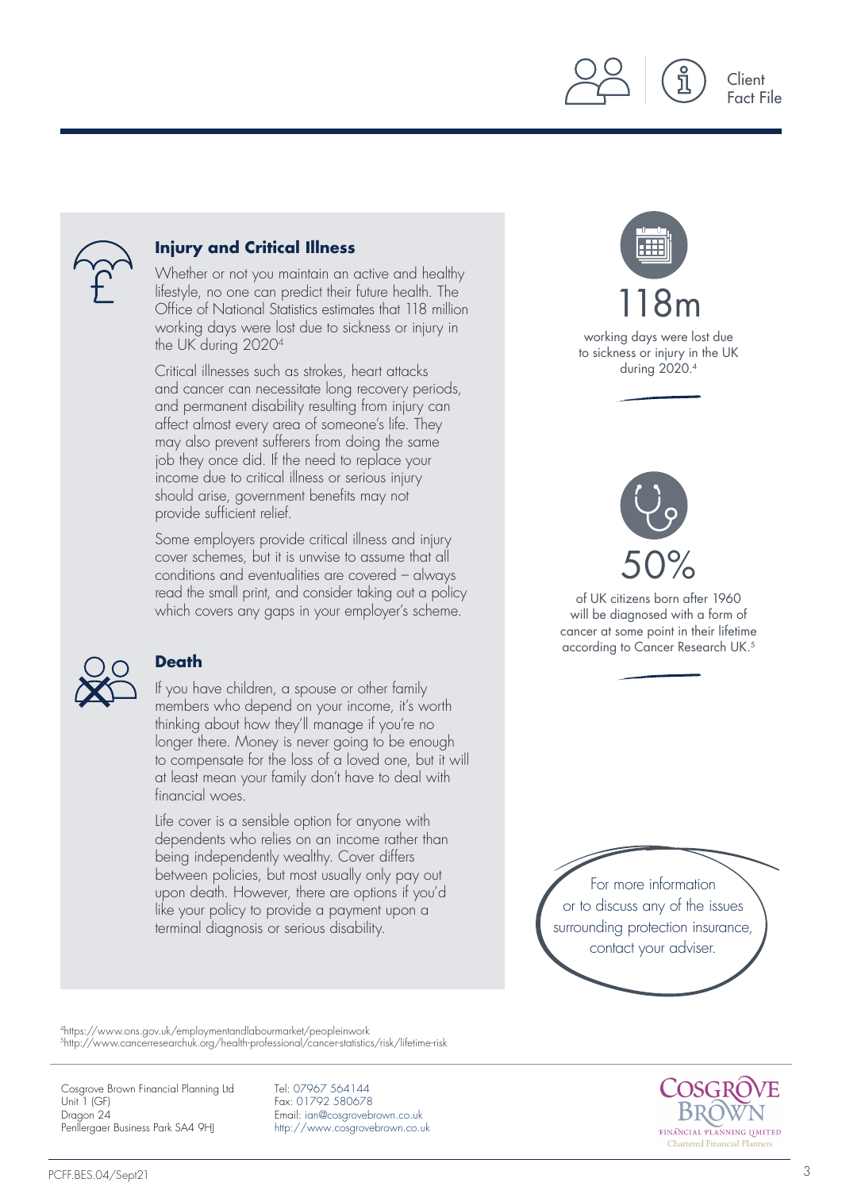## Injury and Critical Illness

Whether or not you maintain an active and healthy lifestyle, no one can predict their future health. The Office of National Statistics estimates that 118 million working days were lost due to sickness or injury in the UK during 2020[4]

Critical illnesses such as strokes, heart attacks and cancer can necessitate long recovery periods, and permanent disability resulting from injury can affect almost every area of someone's life. They may also prevent sufferers from doing the same job they once did. If the need to replace your income due to critical illness or serious injury should arise, government benefits may not provide sufficient relief.

Some employers provide critical illness and injury cover schemes, but it is unwise to assume that all conditions and eventualities are covered – always read the small print, and consider taking out a policy which covers any gaps in your employer's scheme.

## Death

If you have children, a spouse or other family members who depend on your income, it's worth thinking about how they'll manage if you're no longer there. Money is never going to be enough to compensate for the loss of a loved one, but it will at least mean your family don't have to deal with financial woes.

Life cover is a sensible option for anyone with dependents who relies on an income rather than being independently wealthy. Cover differs between policies, but most usually only pay out upon death. However, there are options if you'd like your policy to provide a payment upon a terminal diagnosis or serious disability.

**118m**

working days were lost due to sickness or injury in the UK during 2020.[4]

**50%**

of UK citizens born after 1960 will be diagnosed with a form of cancer at some point in their lifetime according to Cancer Research UK.[5]

For more information or to discuss any of the issues surrounding protection insurance, contact your adviser.

[4]https://www.ons.gov.uk/employmentandlabourmarket/peopleinwork
[5]http://www.cancerresearchuk.org/health-professional/cancer-statistics/risk/lifetime-risk

Cosgrove Brown Financial Planning Ltd
Unit 1 (GF)
Dragon 24
Penllergaer Business Park SA4 9HJ

Tel: 07967 564144
Fax: 01792 580678
Email: ian@cosgrovebrown.co.uk
http://www.cosgrovebrown.co.uk

PCFF.BES.04/Sept21